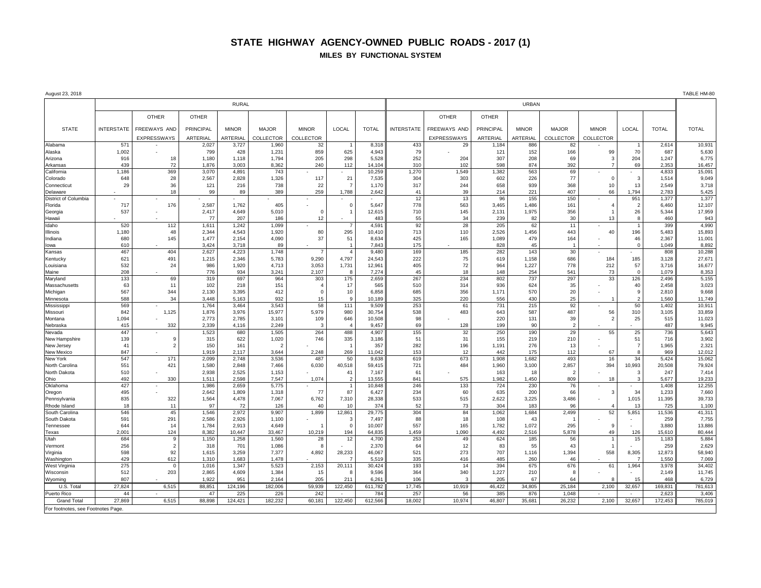# STATE HIGHWAY AGENCY-OWNED PUBLIC ROADS - 2017 (1)

## MILES BY FUNCTIONAL SYSTEM

August 23, 2018

TABLE HM-80

| STATE | RURAL | | | | | | | | URBAN | | | | | | | | TOTAL |
|---|---|---|---|---|---|---|---|---|---|---|---|---|---|---|---|---|---|
| | INTERSTATE | OTHER FREEWAYS AND EXPRESSWAYS | OTHER PRINCIPAL ARTERIAL | MINOR ARTERIAL | MAJOR COLLECTOR | MINOR COLLECTOR | LOCAL | TOTAL | INTERSTATE | OTHER FREEWAYS AND EXPRESSWAYS | OTHER PRINCIPAL ARTERIAL | MINOR ARTERIAL | MAJOR COLLECTOR | MINOR COLLECTOR | LOCAL | TOTAL | |
| Alabama | 571 | - | 2,027 | 3,727 | 1,960 | 32 | 1 | 8,318 | 433 | 29 | 1,184 | 886 | 82 | - | 1 | 2,614 | 10,931 |
| Alaska | 1,002 | - | 799 | 428 | 1,231 | 859 | 625 | 4,943 | 79 | - | 121 | 152 | 166 | 99 | 70 | 687 | 5,630 |
| Arizona | 916 | 18 | 1,180 | 1,118 | 1,794 | 205 | 298 | 5,528 | 252 | 204 | 307 | 208 | 69 | 3 | 204 | 1,247 | 6,775 |
| Arkansas | 439 | 72 | 1,876 | 3,003 | 8,362 | 240 | 112 | 14,104 | 310 | 102 | 598 | 874 | 392 | 7 | 69 | 2,353 | 16,457 |
| California | 1,186 | 369 | 3,070 | 4,891 | 743 | - | - | 10,259 | 1,270 | 1,549 | 1,382 | 563 | 69 | - | - | 4,833 | 15,091 |
| Colorado | 648 | 28 | 2,567 | 2,828 | 1,326 | 117 | 21 | 7,535 | 304 | 303 | 602 | 226 | 77 | 0 | 3 | 1,514 | 9,049 |
| Connecticut | 29 | 36 | 121 | 216 | 738 | 22 | 7 | 1,170 | 317 | 244 | 658 | 939 | 368 | 10 | 13 | 2,549 | 3,718 |
| Delaware | - | 18 | 99 | 89 | 389 | 259 | 1,788 | 2,642 | 41 | 39 | 214 | 221 | 407 | 66 | 1,794 | 2,783 | 5,425 |
| District of Columbia | - | - | - | - | - | - | - | - | 12 | 13 | 96 | 155 | 150 | - | 951 | 1,377 | 1,377 |
| Florida | 717 | 176 | 2,587 | 1,762 | 405 | - | 0 | 5,647 | 778 | 563 | 3,465 | 1,486 | 161 | 4 | 2 | 6,460 | 12,107 |
| Georgia | 537 | - | 2,417 | 4,649 | 5,010 | 0 | 1 | 12,615 | 710 | 145 | 2,131 | 1,975 | 356 | 1 | 26 | 5,344 | 17,959 |
| Hawaii | - | - | 77 | 207 | 186 | 12 | - | 483 | 55 | 34 | 239 | 82 | 30 | 13 | 8 | 460 | 943 |
| Idaho | 520 | 112 | 1,611 | 1,242 | 1,099 | - | 7 | 4,591 | 92 | 28 | 205 | 62 | 11 | - | 1 | 399 | 4,990 |
| Illinois | 1,180 | 48 | 2,344 | 4,543 | 1,920 | 80 | 295 | 10,410 | 713 | 110 | 2,526 | 1,456 | 443 | 40 | 196 | 5,483 | 15,893 |
| Indiana | 680 | 145 | 1,477 | 2,154 | 4,090 | 37 | 51 | 8,634 | 425 | 165 | 1,089 | 479 | 164 | - | 46 | 2,367 | 11,001 |
| Iowa | 610 | - | 3,424 | 3,718 | 89 | - | 1 | 7,843 | 175 | - | 828 | 45 | 1 | - | 0 | 1,049 | 8,892 |
| Kansas | 467 | 404 | 2,627 | 4,223 | 1,748 | 7 | 4 | 9,480 | 169 | 185 | 282 | 143 | 30 | - | - | 808 | 10,288 |
| Kentucky | 621 | 491 | 1,215 | 2,346 | 5,783 | 9,290 | 4,797 | 24,543 | 222 | 75 | 619 | 1,158 | 686 | 184 | 185 | 3,128 | 27,671 |
| Louisiana | 532 | 24 | 986 | 1,920 | 4,713 | 3,053 | 1,731 | 12,961 | 405 | 72 | 964 | 1,227 | 778 | 212 | 57 | 3,716 | 16,677 |
| Maine | 208 | - | 776 | 934 | 3,241 | 2,107 | 8 | 7,274 | 45 | 18 | 148 | 254 | 541 | 73 | 0 | 1,079 | 8,353 |
| Maryland | 133 | 69 | 319 | 697 | 964 | 303 | 175 | 2,659 | 267 | 234 | 802 | 737 | 297 | 33 | 126 | 2,496 | 5,155 |
| Massachusetts | 63 | 11 | 102 | 218 | 151 | 4 | 17 | 565 | 510 | 314 | 936 | 624 | 35 | - | 40 | 2,458 | 3,023 |
| Michigan | 567 | 344 | 2,130 | 3,395 | 412 | 0 | 10 | 6,858 | 685 | 356 | 1,171 | 570 | 20 | - | 9 | 2,810 | 9,668 |
| Minnesota | 588 | 34 | 3,448 | 5,163 | 932 | 15 | 9 | 10,189 | 325 | 220 | 556 | 430 | 25 | 1 | 2 | 1,560 | 11,749 |
| Mississippi | 569 | - | 1,764 | 3,464 | 3,543 | 58 | 111 | 9,509 | 253 | 61 | 731 | 215 | 92 | - | 50 | 1,402 | 10,911 |
| Missouri | 842 | 1,125 | 1,876 | 3,976 | 15,977 | 5,979 | 980 | 30,754 | 538 | 483 | 643 | 587 | 487 | 56 | 310 | 3,105 | 33,859 |
| Montana | 1,094 | - | 2,773 | 2,785 | 3,101 | 109 | 646 | 10,508 | 98 | - | 220 | 131 | 39 | 2 | 25 | 515 | 11,023 |
| Nebraska | 415 | 332 | 2,339 | 4,116 | 2,249 | 3 | 4 | 9,457 | 69 | 128 | 199 | 90 | 2 | - | - | 487 | 9,945 |
| Nevada | 447 | - | 1,523 | 680 | 1,505 | 264 | 488 | 4,907 | 155 | 32 | 250 | 190 | 29 | 55 | 25 | 736 | 5,643 |
| New Hampshire | 139 | 9 | 315 | 622 | 1,020 | 746 | 335 | 3,186 | 51 | 31 | 155 | 219 | 210 | - | 51 | 716 | 3,902 |
| New Jersey | 41 | 2 | 150 | 161 | 2 | - | 1 | 357 | 282 | 196 | 1,191 | 276 | 13 | - | 7 | 1,965 | 2,321 |
| New Mexico | 847 | - | 1,919 | 2,117 | 3,644 | 2,248 | 269 | 11,042 | 153 | 12 | 442 | 175 | 112 | 67 | 8 | 969 | 12,012 |
| New York | 547 | 171 | 2,099 | 2,748 | 3,536 | 487 | 50 | 9,638 | 619 | 673 | 1,908 | 1,682 | 493 | 16 | 34 | 5,424 | 15,062 |
| North Carolina | 551 | 421 | 1,580 | 2,848 | 7,466 | 6,030 | 40,518 | 59,415 | 721 | 484 | 1,960 | 3,100 | 2,857 | 394 | 10,993 | 20,508 | 79,924 |
| North Dakota | 510 | - | 2,938 | 2,525 | 1,153 | - | 41 | 7,167 | 61 | - | 163 | 18 | 2 | - | 3 | 247 | 7,414 |
| Ohio | 492 | 330 | 1,511 | 2,598 | 7,547 | 1,074 | 2 | 13,555 | 841 | 575 | 1,982 | 1,450 | 809 | 18 | 3 | 5,677 | 19,233 |
| Oklahoma | 427 | - | 1,986 | 2,659 | 5,775 | - | 1 | 10,848 | 246 | 133 | 724 | 230 | 76 | - | - | 1,408 | 12,255 |
| Oregon | 495 | - | 2,642 | 1,809 | 1,318 | 77 | 87 | 6,427 | 234 | 60 | 635 | 200 | 66 | 3 | 34 | 1,233 | 7,660 |
| Pennsylvania | 835 | 322 | 1,564 | 4,478 | 7,067 | 6,762 | 7,310 | 28,338 | 533 | 515 | 2,622 | 3,225 | 3,486 | - | 1,015 | 11,395 | 39,733 |
| Rhode Island | 18 | 11 | 97 | 72 | 126 | 40 | 10 | 374 | 52 | 73 | 304 | 183 | 96 | 4 | 13 | 725 | 1,100 |
| South Carolina | 546 | 45 | 1,546 | 2,972 | 9,907 | 1,899 | 12,861 | 29,775 | 304 | 84 | 1,062 | 1,684 | 2,499 | 52 | 5,851 | 11,536 | 41,311 |
| South Dakota | 591 | 291 | 2,586 | 2,926 | 1,100 | - | 3 | 7,497 | 88 | 18 | 108 | 43 | 1 | - | - | 259 | 7,755 |
| Tennessee | 644 | 14 | 1,784 | 2,913 | 4,649 | 1 | 0 | 10,007 | 557 | 165 | 1,782 | 1,072 | 295 | 9 | - | 3,880 | 13,886 |
| Texas | 2,001 | 124 | 8,382 | 10,447 | 33,467 | 10,219 | 194 | 64,835 | 1,459 | 1,090 | 4,492 | 2,516 | 5,878 | 49 | 126 | 15,610 | 80,444 |
| Utah | 684 | 9 | 1,150 | 1,258 | 1,560 | 28 | 12 | 4,700 | 253 | 49 | 624 | 185 | 56 | 1 | 15 | 1,183 | 5,884 |
| Vermont | 256 | 2 | 318 | 701 | 1,086 | 8 | - | 2,370 | 64 | 12 | 83 | 55 | 43 | 1 | - | 259 | 2,629 |
| Virginia | 598 | 92 | 1,615 | 3,259 | 7,377 | 4,892 | 28,233 | 46,067 | 521 | 273 | 707 | 1,116 | 1,394 | 558 | 8,305 | 12,873 | 58,940 |
| Washington | 429 | 612 | 1,310 | 1,683 | 1,478 | - | 7 | 5,519 | 335 | 416 | 485 | 260 | 46 | - | 7 | 1,550 | 7,069 |
| West Virginia | 275 | 0 | 1,016 | 1,347 | 5,523 | 2,153 | 20,111 | 30,424 | 193 | 14 | 394 | 675 | 676 | 61 | 1,964 | 3,978 | 34,402 |
| Wisconsin | 512 | 203 | 2,865 | 4,609 | 1,384 | 15 | 8 | 9,596 | 364 | 340 | 1,227 | 210 | 8 | - | - | 2,149 | 11,745 |
| Wyoming | 807 | - | 1,922 | 951 | 2,164 | 205 | 211 | 6,261 | 106 | 3 | 205 | 67 | 64 | 8 | 15 | 468 | 6,729 |
| U.S. Total | 27,824 | 6,515 | 88,851 | 124,196 | 182,006 | 59,939 | 122,450 | 611,782 | 17,745 | 10,919 | 46,422 | 34,805 | 25,184 | 2,100 | 32,657 | 169,831 | 781,613 |
| Puerto Rico | 44 | - | 47 | 225 | 226 | 242 | - | 784 | 257 | 56 | 385 | 876 | 1,048 | - | - | 2,623 | 3,406 |
| Grand Total | 27,869 | 6,515 | 88,898 | 124,421 | 182,232 | 60,181 | 122,450 | 612,566 | 18,002 | 10,974 | 46,807 | 35,681 | 26,232 | 2,100 | 32,657 | 172,453 | 785,019 |

For footnotes, see Footnotes Page.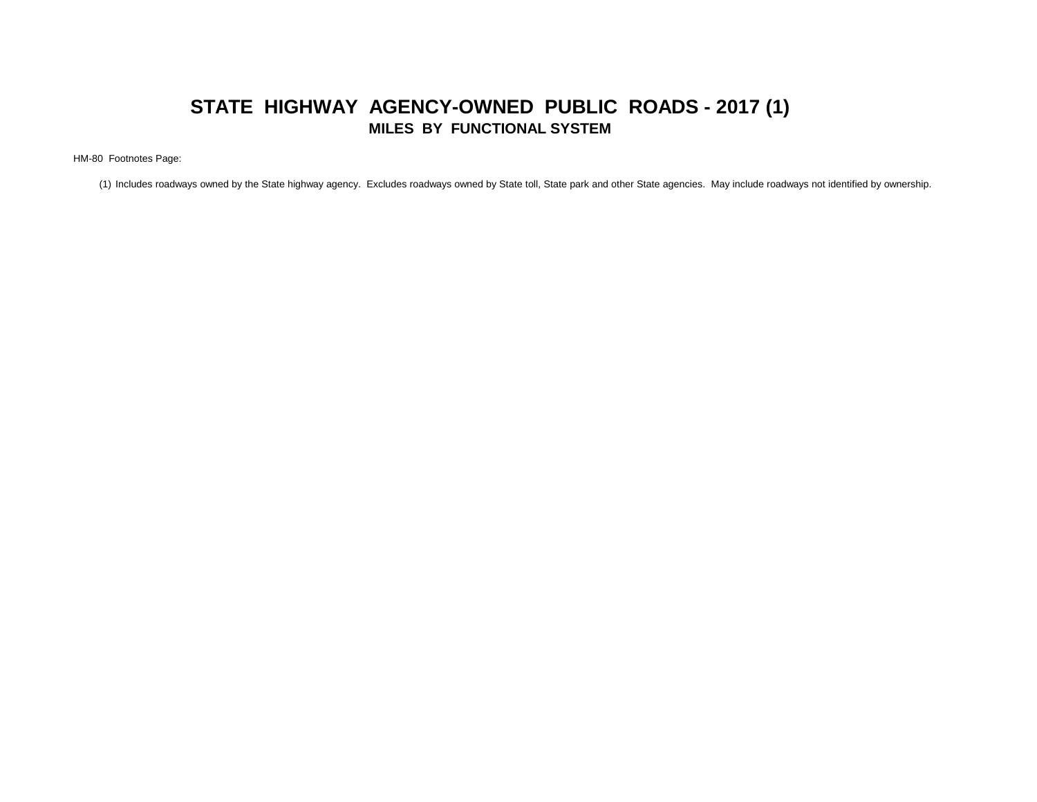# STATE HIGHWAY AGENCY-OWNED PUBLIC ROADS - 2017 (1)

## MILES BY FUNCTIONAL SYSTEM

HM-80 Footnotes Page:

(1) Includes roadways owned by the State highway agency. Excludes roadways owned by State toll, State park and other State agencies. May include roadways not identified by ownership.